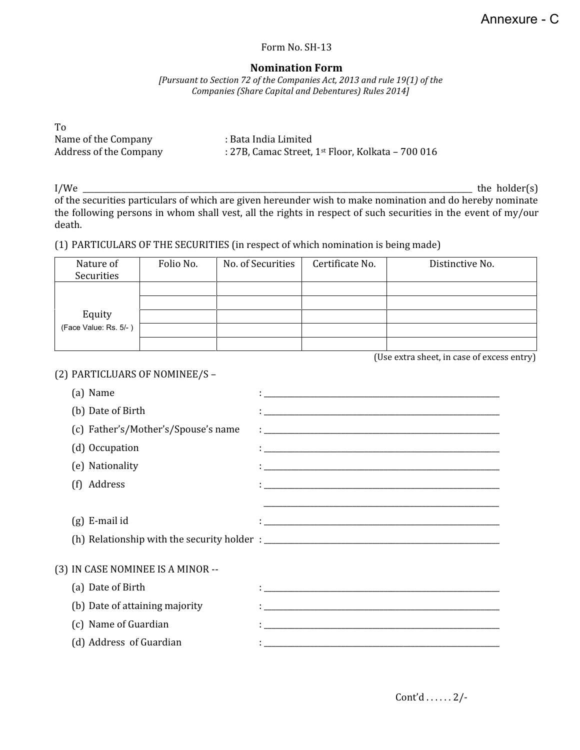Annexure - C

Form No. SH-13

## Nomination Form

*[Pursuant to Section 72 of the Companies Act, 2013 and rule 19(1) of the Companies (Share Capital and Debentures) Rules 2014]*

To
Name of the Company : Bata India Limited
Address of the Company : 27B, Camac Street, 1st Floor, Kolkata – 700 016

I/We ________________________________________________ the holder(s) of the securities particulars of which are given hereunder wish to make nomination and do hereby nominate the following persons in whom shall vest, all the rights in respect of such securities in the event of my/our death.

(1) PARTICULARS OF THE SECURITIES (in respect of which nomination is being made)

| Nature of Securities | Folio No. | No. of Securities | Certificate No. | Distinctive No. |
|---|---|---|---|---|
| Equity (Face Value: Rs. 5/- ) | | | | |
| | | | | |
| | | | | |
| | | | | |
| | | | | |

(Use extra sheet, in case of excess entry)

(2) PARTICLUARS OF NOMINEE/S –

(a) Name : ________________________________

(b) Date of Birth : ________________________________

(c) Father's/Mother's/Spouse's name : ________________________________

(d) Occupation : ________________________________

(e) Nationality : ________________________________

(f) Address : ________________________________

________________________________

(g) E-mail id : ________________________________

(h) Relationship with the security holder : ________________________________

(3) IN CASE NOMINEE IS A MINOR --

(a) Date of Birth : ________________________________

(b) Date of attaining majority : ________________________________

(c) Name of Guardian : ________________________________

(d) Address of Guardian : ________________________________

Cont'd . . . . . . 2/-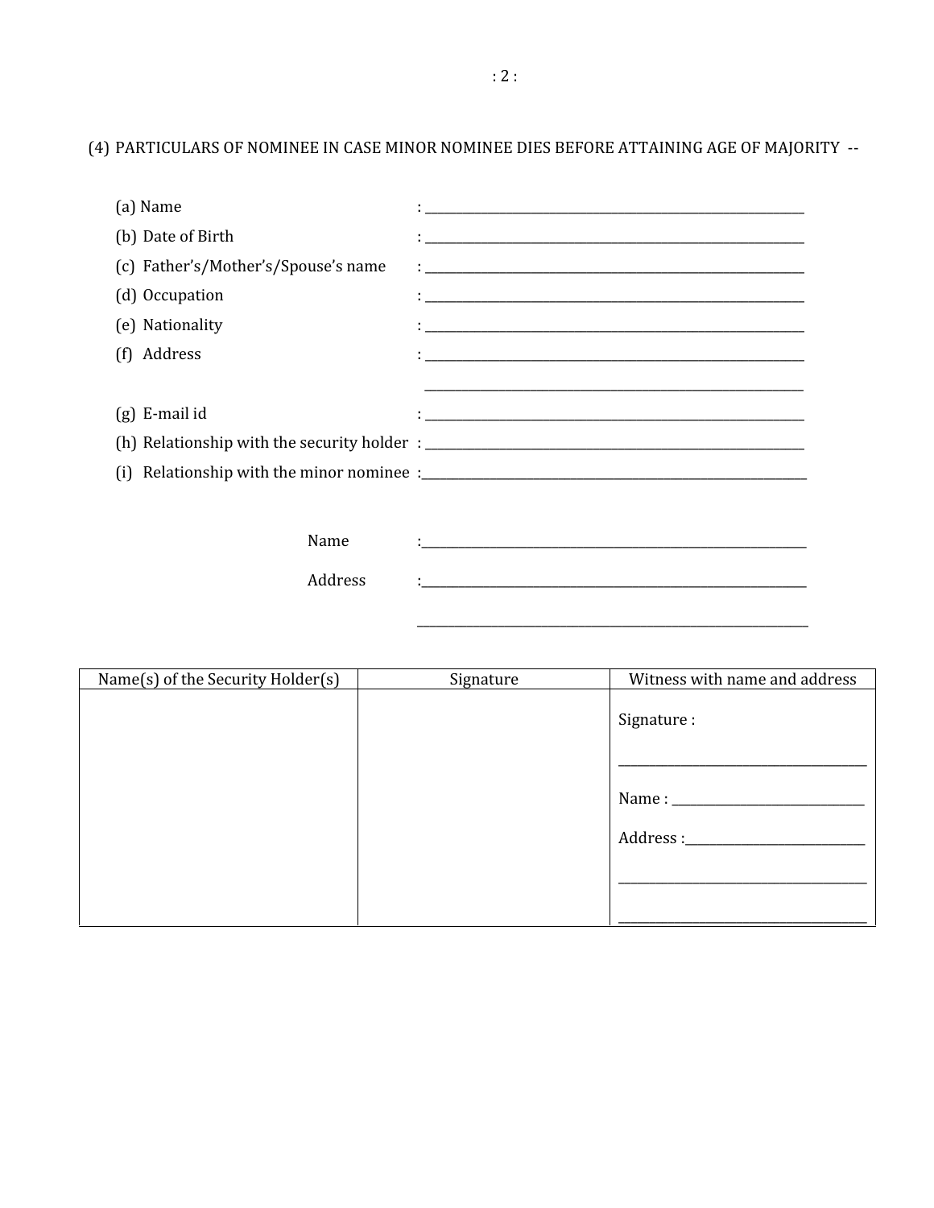(4) PARTICULARS OF NOMINEE IN CASE MINOR NOMINEE DIES BEFORE ATTAINING AGE OF MAJORITY --

(a) Name : ____________________________________________

(b) Date of Birth : ____________________________________________

(c) Father's/Mother's/Spouse's name : ____________________________________________

(d) Occupation : ____________________________________________

(e) Nationality : ____________________________________________

(f) Address : ____________________________________________

____________________________________________

(g) E-mail id : ____________________________________________

(h) Relationship with the security holder : ____________________________________________

(i) Relationship with the minor nominee : ____________________________________________

Name : ____________________________________________

Address : ____________________________________________

____________________________________________

| Name(s) of the Security Holder(s) | Signature | Witness with name and address |
|---|---|---|
| | | Signature : ______________________ Name : ______________________ Address : ______________________ ______________________ ______________________ |